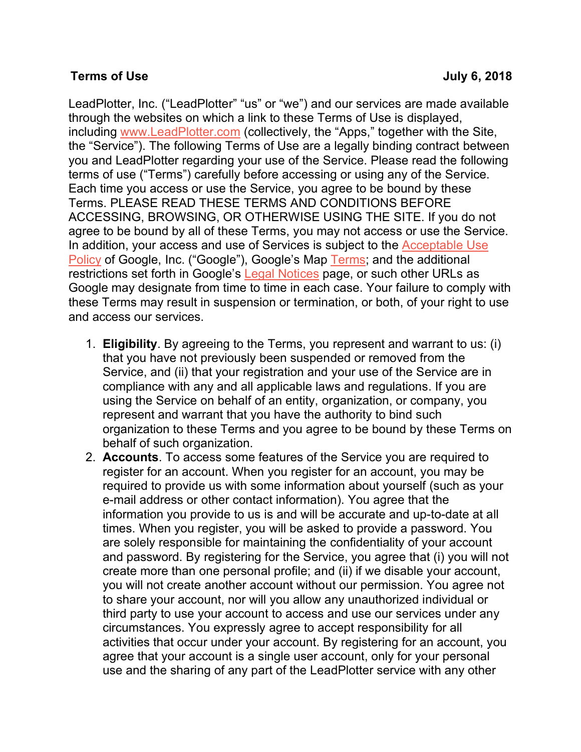**Terms of Use** **July 6, 2018**

LeadPlotter, Inc. ("LeadPlotter" "us" or "we") and our services are made available through the websites on which a link to these Terms of Use is displayed, including www.LeadPlotter.com (collectively, the "Apps," together with the Site, the "Service"). The following Terms of Use are a legally binding contract between you and LeadPlotter regarding your use of the Service. Please read the following terms of use ("Terms") carefully before accessing or using any of the Service. Each time you access or use the Service, you agree to be bound by these Terms. PLEASE READ THESE TERMS AND CONDITIONS BEFORE ACCESSING, BROWSING, OR OTHERWISE USING THE SITE. If you do not agree to be bound by all of these Terms, you may not access or use the Service. In addition, your access and use of Services is subject to the Acceptable Use Policy of Google, Inc. ("Google"), Google's Map Terms; and the additional restrictions set forth in Google's Legal Notices page, or such other URLs as Google may designate from time to time in each case. Your failure to comply with these Terms may result in suspension or termination, or both, of your right to use and access our services.

1. **Eligibility**. By agreeing to the Terms, you represent and warrant to us: (i) that you have not previously been suspended or removed from the Service, and (ii) that your registration and your use of the Service are in compliance with any and all applicable laws and regulations. If you are using the Service on behalf of an entity, organization, or company, you represent and warrant that you have the authority to bind such organization to these Terms and you agree to be bound by these Terms on behalf of such organization.
2. **Accounts**. To access some features of the Service you are required to register for an account. When you register for an account, you may be required to provide us with some information about yourself (such as your e-mail address or other contact information). You agree that the information you provide to us is and will be accurate and up-to-date at all times. When you register, you will be asked to provide a password. You are solely responsible for maintaining the confidentiality of your account and password. By registering for the Service, you agree that (i) you will not create more than one personal profile; and (ii) if we disable your account, you will not create another account without our permission. You agree not to share your account, nor will you allow any unauthorized individual or third party to use your account to access and use our services under any circumstances. You expressly agree to accept responsibility for all activities that occur under your account. By registering for an account, you agree that your account is a single user account, only for your personal use and the sharing of any part of the LeadPlotter service with any other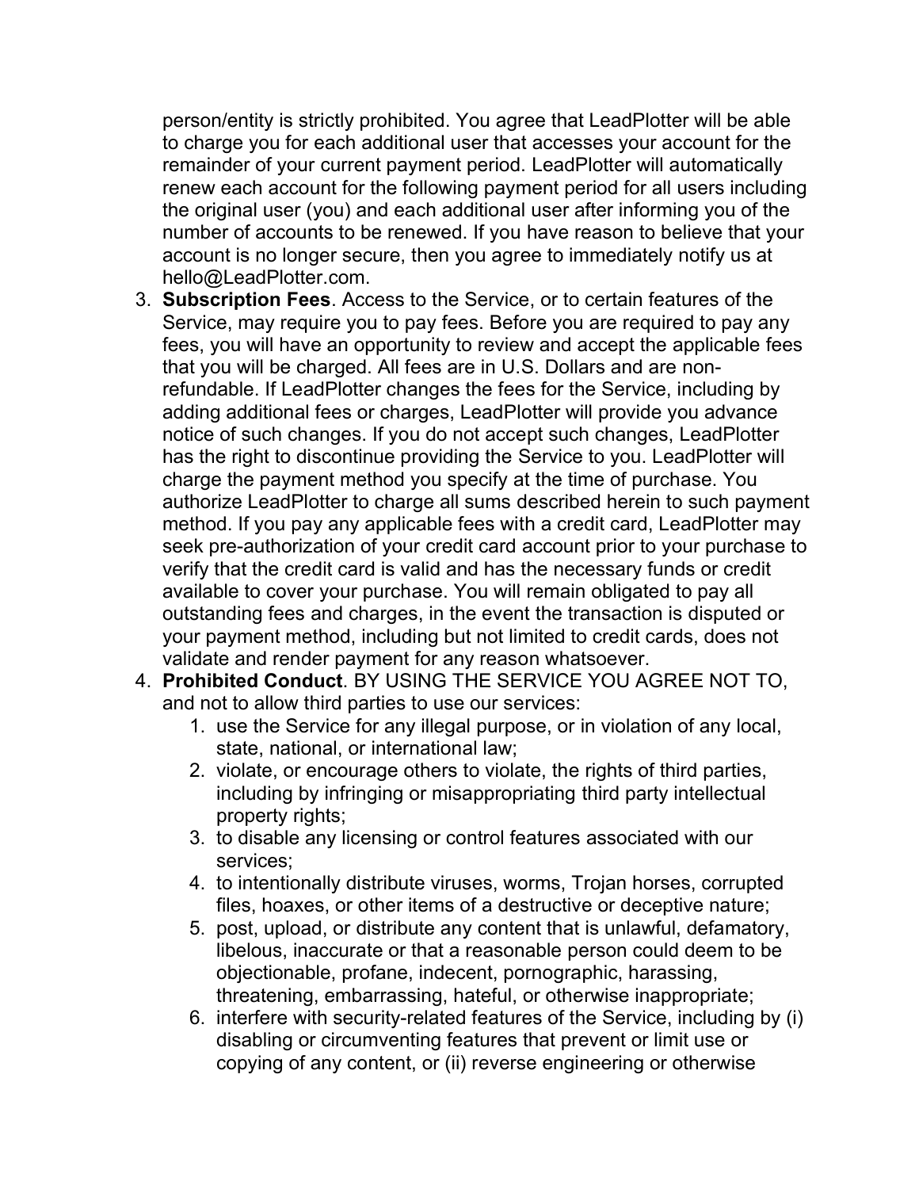person/entity is strictly prohibited. You agree that LeadPlotter will be able to charge you for each additional user that accesses your account for the remainder of your current payment period. LeadPlotter will automatically renew each account for the following payment period for all users including the original user (you) and each additional user after informing you of the number of accounts to be renewed. If you have reason to believe that your account is no longer secure, then you agree to immediately notify us at hello@LeadPlotter.com.

3. **Subscription Fees**. Access to the Service, or to certain features of the Service, may require you to pay fees. Before you are required to pay any fees, you will have an opportunity to review and accept the applicable fees that you will be charged. All fees are in U.S. Dollars and are non-refundable. If LeadPlotter changes the fees for the Service, including by adding additional fees or charges, LeadPlotter will provide you advance notice of such changes. If you do not accept such changes, LeadPlotter has the right to discontinue providing the Service to you. LeadPlotter will charge the payment method you specify at the time of purchase. You authorize LeadPlotter to charge all sums described herein to such payment method. If you pay any applicable fees with a credit card, LeadPlotter may seek pre-authorization of your credit card account prior to your purchase to verify that the credit card is valid and has the necessary funds or credit available to cover your purchase. You will remain obligated to pay all outstanding fees and charges, in the event the transaction is disputed or your payment method, including but not limited to credit cards, does not validate and render payment for any reason whatsoever.
4. **Prohibited Conduct**. BY USING THE SERVICE YOU AGREE NOT TO, and not to allow third parties to use our services:
    1. use the Service for any illegal purpose, or in violation of any local, state, national, or international law;
    2. violate, or encourage others to violate, the rights of third parties, including by infringing or misappropriating third party intellectual property rights;
    3. to disable any licensing or control features associated with our services;
    4. to intentionally distribute viruses, worms, Trojan horses, corrupted files, hoaxes, or other items of a destructive or deceptive nature;
    5. post, upload, or distribute any content that is unlawful, defamatory, libelous, inaccurate or that a reasonable person could deem to be objectionable, profane, indecent, pornographic, harassing, threatening, embarrassing, hateful, or otherwise inappropriate;
    6. interfere with security-related features of the Service, including by (i) disabling or circumventing features that prevent or limit use or copying of any content, or (ii) reverse engineering or otherwise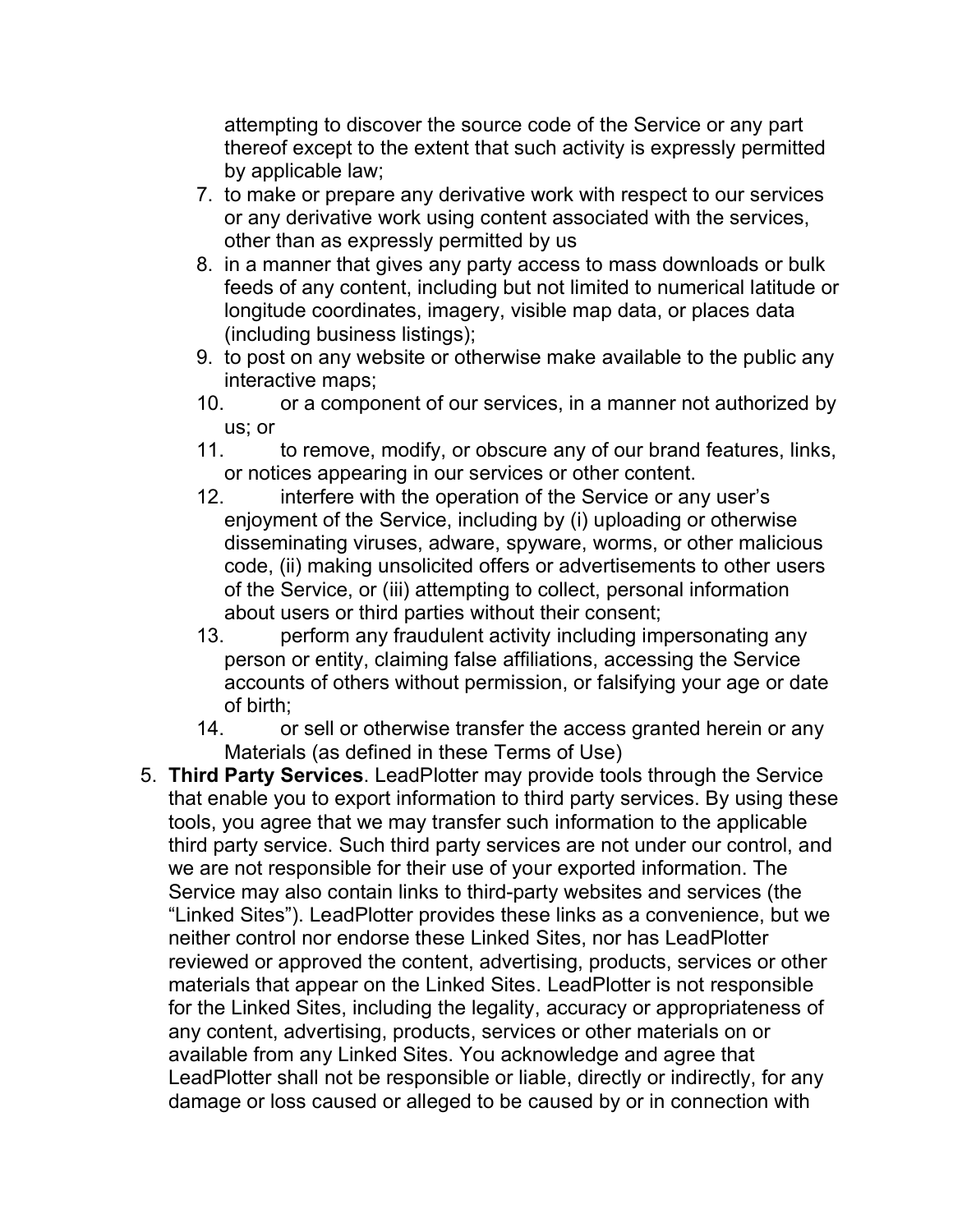attempting to discover the source code of the Service or any part thereof except to the extent that such activity is expressly permitted by applicable law;

7. to make or prepare any derivative work with respect to our services or any derivative work using content associated with the services, other than as expressly permitted by us
8. in a manner that gives any party access to mass downloads or bulk feeds of any content, including but not limited to numerical latitude or longitude coordinates, imagery, visible map data, or places data (including business listings);
9. to post on any website or otherwise make available to the public any interactive maps;
10. or a component of our services, in a manner not authorized by us; or
11. to remove, modify, or obscure any of our brand features, links, or notices appearing in our services or other content.
12. interfere with the operation of the Service or any user's enjoyment of the Service, including by (i) uploading or otherwise disseminating viruses, adware, spyware, worms, or other malicious code, (ii) making unsolicited offers or advertisements to other users of the Service, or (iii) attempting to collect, personal information about users or third parties without their consent;
13. perform any fraudulent activity including impersonating any person or entity, claiming false affiliations, accessing the Service accounts of others without permission, or falsifying your age or date of birth;
14. or sell or otherwise transfer the access granted herein or any Materials (as defined in these Terms of Use)

5. **Third Party Services**. LeadPlotter may provide tools through the Service that enable you to export information to third party services. By using these tools, you agree that we may transfer such information to the applicable third party service. Such third party services are not under our control, and we are not responsible for their use of your exported information. The Service may also contain links to third-party websites and services (the "Linked Sites"). LeadPlotter provides these links as a convenience, but we neither control nor endorse these Linked Sites, nor has LeadPlotter reviewed or approved the content, advertising, products, services or other materials that appear on the Linked Sites. LeadPlotter is not responsible for the Linked Sites, including the legality, accuracy or appropriateness of any content, advertising, products, services or other materials on or available from any Linked Sites. You acknowledge and agree that LeadPlotter shall not be responsible or liable, directly or indirectly, for any damage or loss caused or alleged to be caused by or in connection with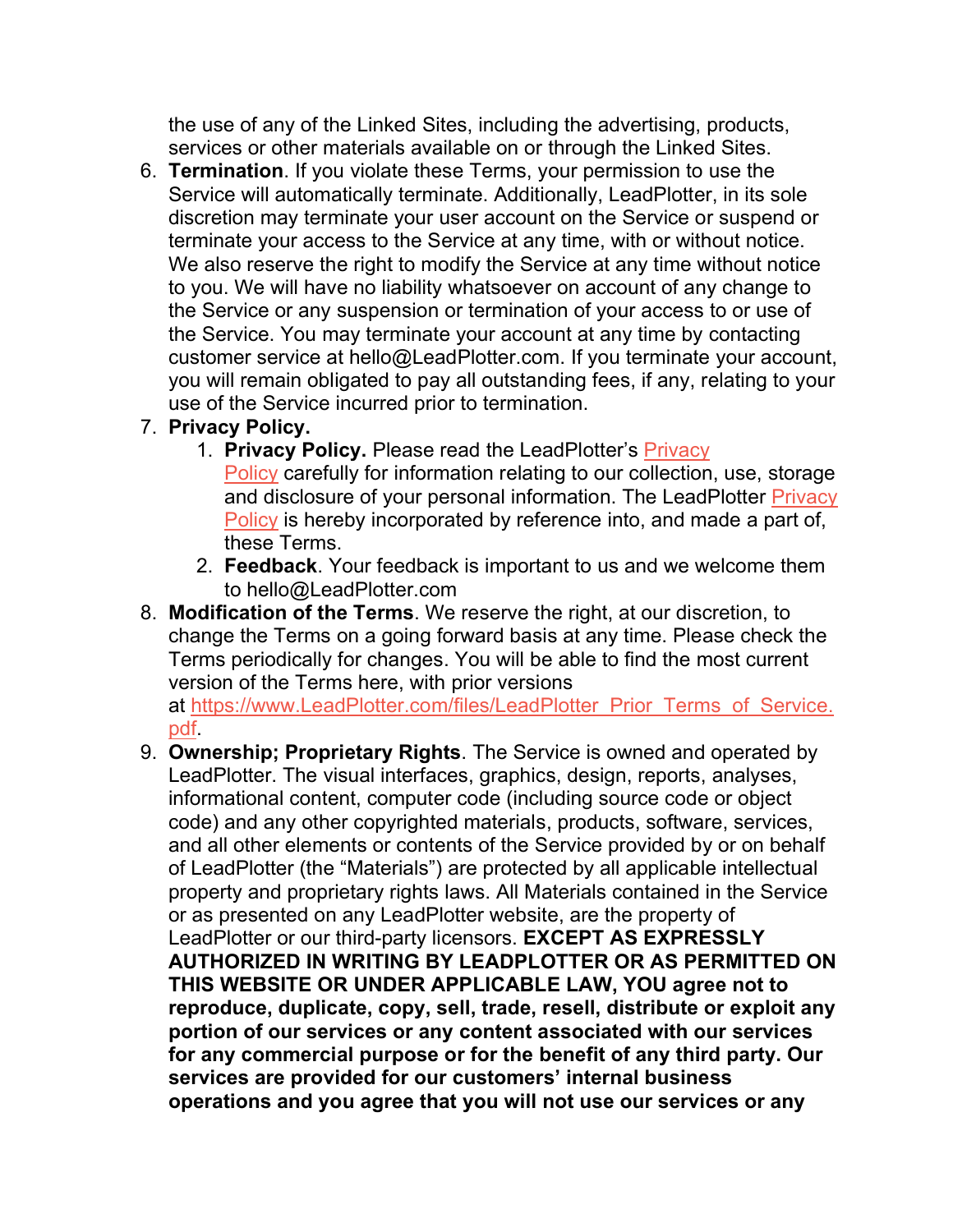the use of any of the Linked Sites, including the advertising, products, services or other materials available on or through the Linked Sites.

6. **Termination**. If you violate these Terms, your permission to use the Service will automatically terminate. Additionally, LeadPlotter, in its sole discretion may terminate your user account on the Service or suspend or terminate your access to the Service at any time, with or without notice. We also reserve the right to modify the Service at any time without notice to you. We will have no liability whatsoever on account of any change to the Service or any suspension or termination of your access to or use of the Service. You may terminate your account at any time by contacting customer service at hello@LeadPlotter.com. If you terminate your account, you will remain obligated to pay all outstanding fees, if any, relating to your use of the Service incurred prior to termination.
7. **Privacy Policy.**
    1. **Privacy Policy.** Please read the LeadPlotter's Privacy Policy carefully for information relating to our collection, use, storage and disclosure of your personal information. The LeadPlotter Privacy Policy is hereby incorporated by reference into, and made a part of, these Terms.
    2. **Feedback**. Your feedback is important to us and we welcome them to hello@LeadPlotter.com
8. **Modification of the Terms**. We reserve the right, at our discretion, to change the Terms on a going forward basis at any time. Please check the Terms periodically for changes. You will be able to find the most current version of the Terms here, with prior versions at https://www.LeadPlotter.com/files/LeadPlotter_Prior_Terms_of_Service.pdf.
9. **Ownership; Proprietary Rights**. The Service is owned and operated by LeadPlotter. The visual interfaces, graphics, design, reports, analyses, informational content, computer code (including source code or object code) and any other copyrighted materials, products, software, services, and all other elements or contents of the Service provided by or on behalf of LeadPlotter (the "Materials") are protected by all applicable intellectual property and proprietary rights laws. All Materials contained in the Service or as presented on any LeadPlotter website, are the property of LeadPlotter or our third-party licensors. **EXCEPT AS EXPRESSLY AUTHORIZED IN WRITING BY LEADPLOTTER OR AS PERMITTED ON THIS WEBSITE OR UNDER APPLICABLE LAW, YOU agree not to reproduce, duplicate, copy, sell, trade, resell, distribute or exploit any portion of our services or any content associated with our services for any commercial purpose or for the benefit of any third party. Our services are provided for our customers' internal business operations and you agree that you will not use our services or any**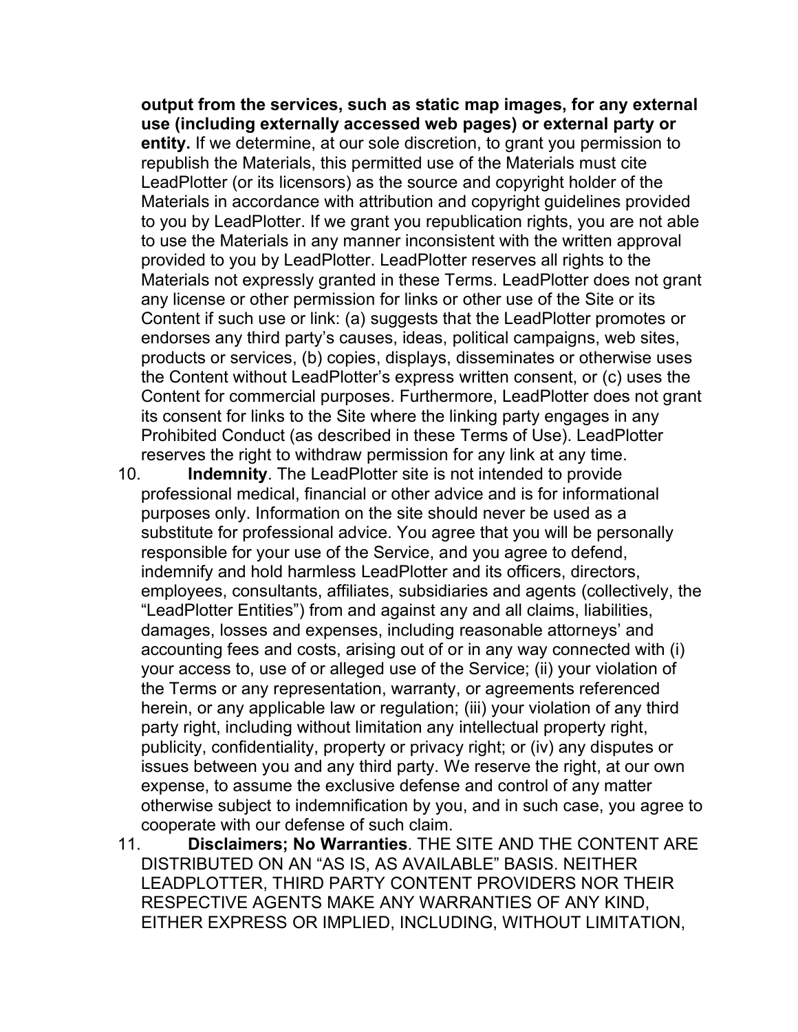**output from the services, such as static map images, for any external use (including externally accessed web pages) or external party or entity.** If we determine, at our sole discretion, to grant you permission to republish the Materials, this permitted use of the Materials must cite LeadPlotter (or its licensors) as the source and copyright holder of the Materials in accordance with attribution and copyright guidelines provided to you by LeadPlotter. If we grant you republication rights, you are not able to use the Materials in any manner inconsistent with the written approval provided to you by LeadPlotter. LeadPlotter reserves all rights to the Materials not expressly granted in these Terms. LeadPlotter does not grant any license or other permission for links or other use of the Site or its Content if such use or link: (a) suggests that the LeadPlotter promotes or endorses any third party's causes, ideas, political campaigns, web sites, products or services, (b) copies, displays, disseminates or otherwise uses the Content without LeadPlotter's express written consent, or (c) uses the Content for commercial purposes. Furthermore, LeadPlotter does not grant its consent for links to the Site where the linking party engages in any Prohibited Conduct (as described in these Terms of Use). LeadPlotter reserves the right to withdraw permission for any link at any time.

10. **Indemnity**. The LeadPlotter site is not intended to provide professional medical, financial or other advice and is for informational purposes only. Information on the site should never be used as a substitute for professional advice. You agree that you will be personally responsible for your use of the Service, and you agree to defend, indemnify and hold harmless LeadPlotter and its officers, directors, employees, consultants, affiliates, subsidiaries and agents (collectively, the "LeadPlotter Entities") from and against any and all claims, liabilities, damages, losses and expenses, including reasonable attorneys' and accounting fees and costs, arising out of or in any way connected with (i) your access to, use of or alleged use of the Service; (ii) your violation of the Terms or any representation, warranty, or agreements referenced herein, or any applicable law or regulation; (iii) your violation of any third party right, including without limitation any intellectual property right, publicity, confidentiality, property or privacy right; or (iv) any disputes or issues between you and any third party. We reserve the right, at our own expense, to assume the exclusive defense and control of any matter otherwise subject to indemnification by you, and in such case, you agree to cooperate with our defense of such claim.

11. **Disclaimers; No Warranties**. THE SITE AND THE CONTENT ARE DISTRIBUTED ON AN "AS IS, AS AVAILABLE" BASIS. NEITHER LEADPLOTTER, THIRD PARTY CONTENT PROVIDERS NOR THEIR RESPECTIVE AGENTS MAKE ANY WARRANTIES OF ANY KIND, EITHER EXPRESS OR IMPLIED, INCLUDING, WITHOUT LIMITATION,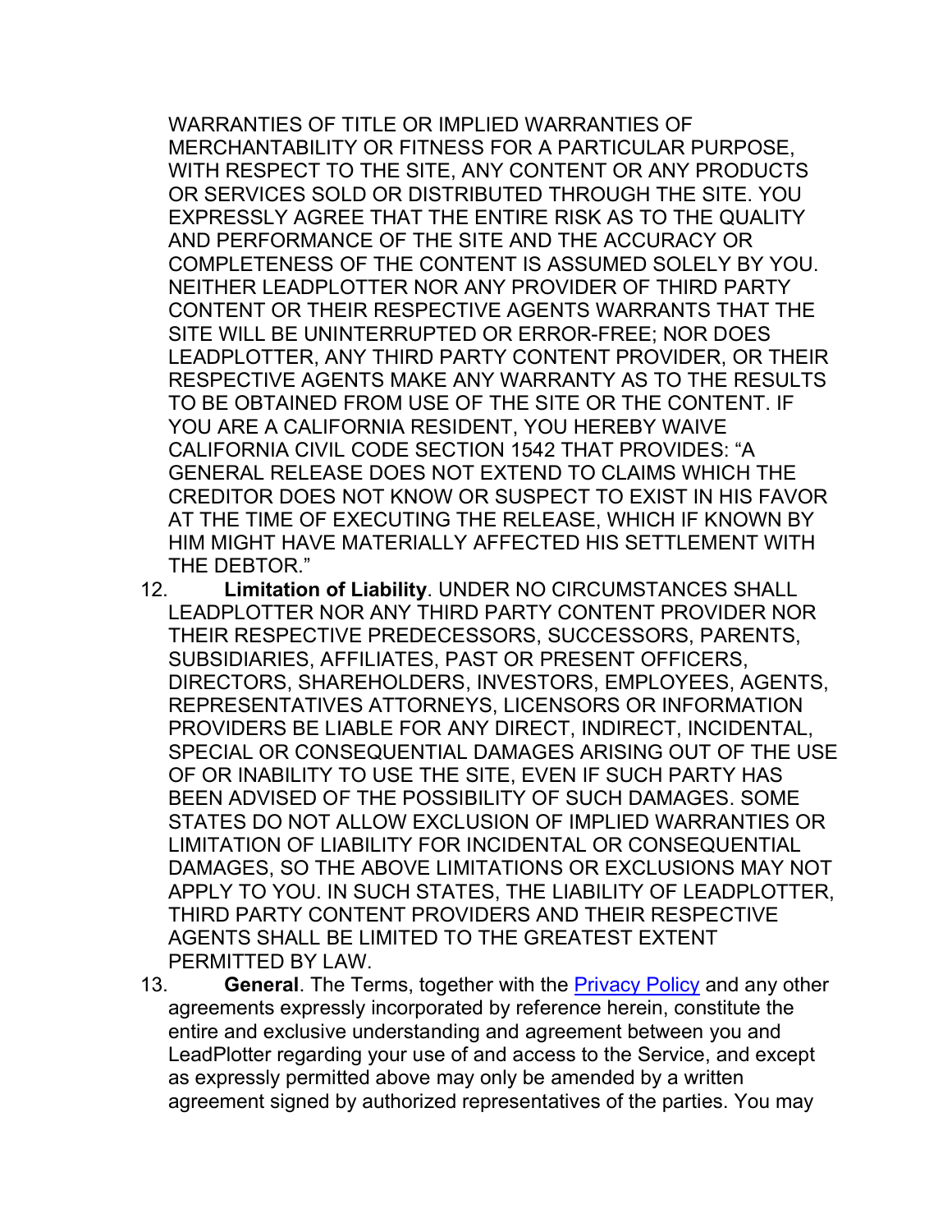WARRANTIES OF TITLE OR IMPLIED WARRANTIES OF MERCHANTABILITY OR FITNESS FOR A PARTICULAR PURPOSE, WITH RESPECT TO THE SITE, ANY CONTENT OR ANY PRODUCTS OR SERVICES SOLD OR DISTRIBUTED THROUGH THE SITE. YOU EXPRESSLY AGREE THAT THE ENTIRE RISK AS TO THE QUALITY AND PERFORMANCE OF THE SITE AND THE ACCURACY OR COMPLETENESS OF THE CONTENT IS ASSUMED SOLELY BY YOU. NEITHER LEADPLOTTER NOR ANY PROVIDER OF THIRD PARTY CONTENT OR THEIR RESPECTIVE AGENTS WARRANTS THAT THE SITE WILL BE UNINTERRUPTED OR ERROR-FREE; NOR DOES LEADPLOTTER, ANY THIRD PARTY CONTENT PROVIDER, OR THEIR RESPECTIVE AGENTS MAKE ANY WARRANTY AS TO THE RESULTS TO BE OBTAINED FROM USE OF THE SITE OR THE CONTENT. IF YOU ARE A CALIFORNIA RESIDENT, YOU HEREBY WAIVE CALIFORNIA CIVIL CODE SECTION 1542 THAT PROVIDES: "A GENERAL RELEASE DOES NOT EXTEND TO CLAIMS WHICH THE CREDITOR DOES NOT KNOW OR SUSPECT TO EXIST IN HIS FAVOR AT THE TIME OF EXECUTING THE RELEASE, WHICH IF KNOWN BY HIM MIGHT HAVE MATERIALLY AFFECTED HIS SETTLEMENT WITH THE DEBTOR."

12. **Limitation of Liability**. UNDER NO CIRCUMSTANCES SHALL LEADPLOTTER NOR ANY THIRD PARTY CONTENT PROVIDER NOR THEIR RESPECTIVE PREDECESSORS, SUCCESSORS, PARENTS, SUBSIDIARIES, AFFILIATES, PAST OR PRESENT OFFICERS, DIRECTORS, SHAREHOLDERS, INVESTORS, EMPLOYEES, AGENTS, REPRESENTATIVES ATTORNEYS, LICENSORS OR INFORMATION PROVIDERS BE LIABLE FOR ANY DIRECT, INDIRECT, INCIDENTAL, SPECIAL OR CONSEQUENTIAL DAMAGES ARISING OUT OF THE USE OF OR INABILITY TO USE THE SITE, EVEN IF SUCH PARTY HAS BEEN ADVISED OF THE POSSIBILITY OF SUCH DAMAGES. SOME STATES DO NOT ALLOW EXCLUSION OF IMPLIED WARRANTIES OR LIMITATION OF LIABILITY FOR INCIDENTAL OR CONSEQUENTIAL DAMAGES, SO THE ABOVE LIMITATIONS OR EXCLUSIONS MAY NOT APPLY TO YOU. IN SUCH STATES, THE LIABILITY OF LEADPLOTTER, THIRD PARTY CONTENT PROVIDERS AND THEIR RESPECTIVE AGENTS SHALL BE LIMITED TO THE GREATEST EXTENT PERMITTED BY LAW.
13. **General**. The Terms, together with the Privacy Policy and any other agreements expressly incorporated by reference herein, constitute the entire and exclusive understanding and agreement between you and LeadPlotter regarding your use of and access to the Service, and except as expressly permitted above may only be amended by a written agreement signed by authorized representatives of the parties. You may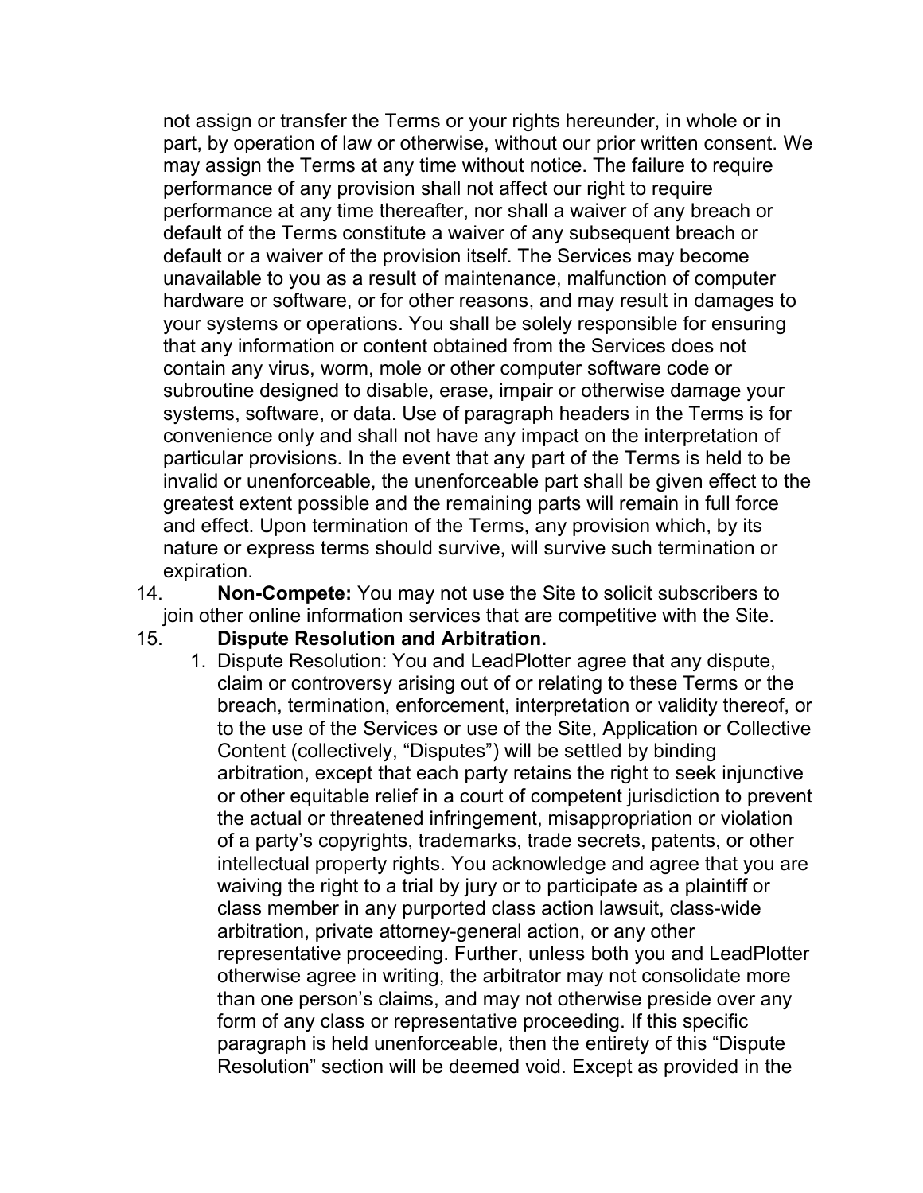not assign or transfer the Terms or your rights hereunder, in whole or in part, by operation of law or otherwise, without our prior written consent. We may assign the Terms at any time without notice. The failure to require performance of any provision shall not affect our right to require performance at any time thereafter, nor shall a waiver of any breach or default of the Terms constitute a waiver of any subsequent breach or default or a waiver of the provision itself. The Services may become unavailable to you as a result of maintenance, malfunction of computer hardware or software, or for other reasons, and may result in damages to your systems or operations. You shall be solely responsible for ensuring that any information or content obtained from the Services does not contain any virus, worm, mole or other computer software code or subroutine designed to disable, erase, impair or otherwise damage your systems, software, or data. Use of paragraph headers in the Terms is for convenience only and shall not have any impact on the interpretation of particular provisions. In the event that any part of the Terms is held to be invalid or unenforceable, the unenforceable part shall be given effect to the greatest extent possible and the remaining parts will remain in full force and effect. Upon termination of the Terms, any provision which, by its nature or express terms should survive, will survive such termination or expiration.

14. **Non-Compete:** You may not use the Site to solicit subscribers to join other online information services that are competitive with the Site.

15. **Dispute Resolution and Arbitration.**
    1. Dispute Resolution: You and LeadPlotter agree that any dispute, claim or controversy arising out of or relating to these Terms or the breach, termination, enforcement, interpretation or validity thereof, or to the use of the Services or use of the Site, Application or Collective Content (collectively, "Disputes") will be settled by binding arbitration, except that each party retains the right to seek injunctive or other equitable relief in a court of competent jurisdiction to prevent the actual or threatened infringement, misappropriation or violation of a party's copyrights, trademarks, trade secrets, patents, or other intellectual property rights. You acknowledge and agree that you are waiving the right to a trial by jury or to participate as a plaintiff or class member in any purported class action lawsuit, class-wide arbitration, private attorney-general action, or any other representative proceeding. Further, unless both you and LeadPlotter otherwise agree in writing, the arbitrator may not consolidate more than one person's claims, and may not otherwise preside over any form of any class or representative proceeding. If this specific paragraph is held unenforceable, then the entirety of this "Dispute Resolution" section will be deemed void. Except as provided in the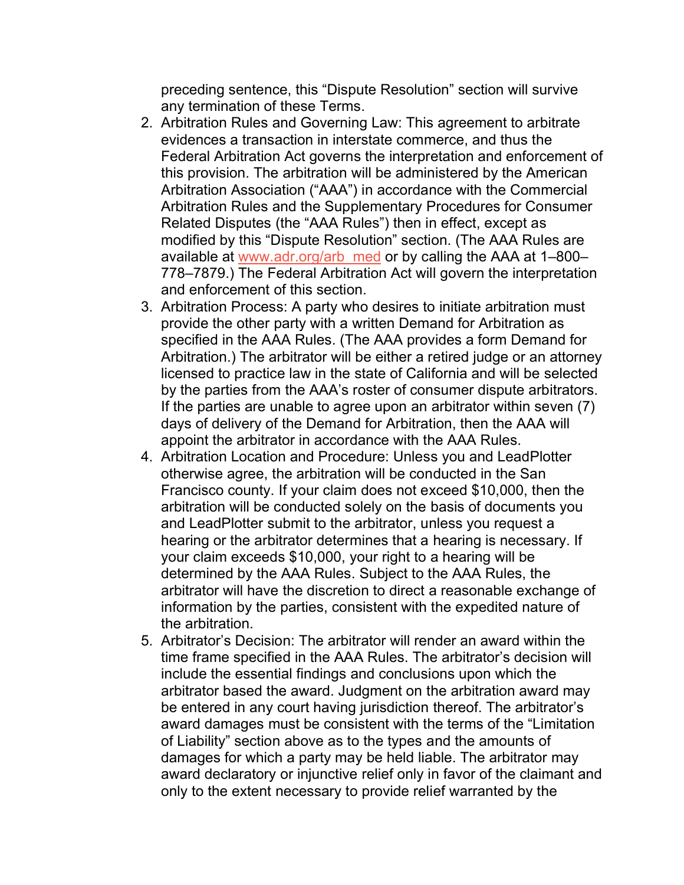preceding sentence, this “Dispute Resolution” section will survive any termination of these Terms.

2. Arbitration Rules and Governing Law: This agreement to arbitrate evidences a transaction in interstate commerce, and thus the Federal Arbitration Act governs the interpretation and enforcement of this provision. The arbitration will be administered by the American Arbitration Association (“AAA”) in accordance with the Commercial Arbitration Rules and the Supplementary Procedures for Consumer Related Disputes (the “AAA Rules”) then in effect, except as modified by this “Dispute Resolution” section. (The AAA Rules are available at [www.adr.org/arb_med](www.adr.org/arb_med) or by calling the AAA at 1–800–778–7879.) The Federal Arbitration Act will govern the interpretation and enforcement of this section.
3. Arbitration Process: A party who desires to initiate arbitration must provide the other party with a written Demand for Arbitration as specified in the AAA Rules. (The AAA provides a form Demand for Arbitration.) The arbitrator will be either a retired judge or an attorney licensed to practice law in the state of California and will be selected by the parties from the AAA’s roster of consumer dispute arbitrators. If the parties are unable to agree upon an arbitrator within seven (7) days of delivery of the Demand for Arbitration, then the AAA will appoint the arbitrator in accordance with the AAA Rules.
4. Arbitration Location and Procedure: Unless you and LeadPlotter otherwise agree, the arbitration will be conducted in the San Francisco county. If your claim does not exceed $10,000, then the arbitration will be conducted solely on the basis of documents you and LeadPlotter submit to the arbitrator, unless you request a hearing or the arbitrator determines that a hearing is necessary. If your claim exceeds $10,000, your right to a hearing will be determined by the AAA Rules. Subject to the AAA Rules, the arbitrator will have the discretion to direct a reasonable exchange of information by the parties, consistent with the expedited nature of the arbitration.
5. Arbitrator’s Decision: The arbitrator will render an award within the time frame specified in the AAA Rules. The arbitrator’s decision will include the essential findings and conclusions upon which the arbitrator based the award. Judgment on the arbitration award may be entered in any court having jurisdiction thereof. The arbitrator’s award damages must be consistent with the terms of the “Limitation of Liability” section above as to the types and the amounts of damages for which a party may be held liable. The arbitrator may award declaratory or injunctive relief only in favor of the claimant and only to the extent necessary to provide relief warranted by the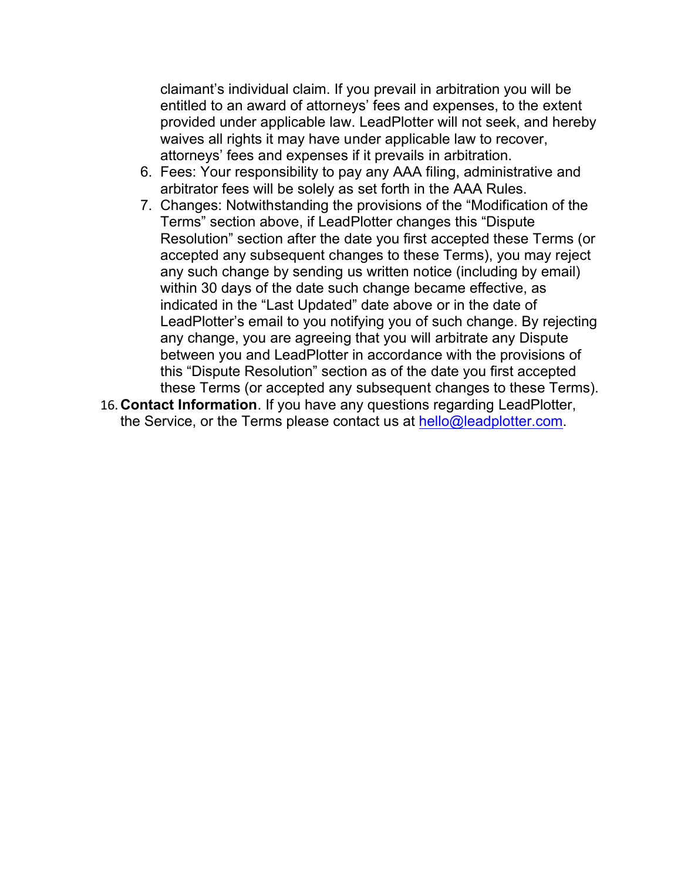claimant's individual claim. If you prevail in arbitration you will be entitled to an award of attorneys' fees and expenses, to the extent provided under applicable law. LeadPlotter will not seek, and hereby waives all rights it may have under applicable law to recover, attorneys' fees and expenses if it prevails in arbitration.

6. Fees: Your responsibility to pay any AAA filing, administrative and arbitrator fees will be solely as set forth in the AAA Rules.
7. Changes: Notwithstanding the provisions of the "Modification of the Terms" section above, if LeadPlotter changes this "Dispute Resolution" section after the date you first accepted these Terms (or accepted any subsequent changes to these Terms), you may reject any such change by sending us written notice (including by email) within 30 days of the date such change became effective, as indicated in the "Last Updated" date above or in the date of LeadPlotter's email to you notifying you of such change. By rejecting any change, you are agreeing that you will arbitrate any Dispute between you and LeadPlotter in accordance with the provisions of this "Dispute Resolution" section as of the date you first accepted these Terms (or accepted any subsequent changes to these Terms).

16. **Contact Information**. If you have any questions regarding LeadPlotter, the Service, or the Terms please contact us at hello@leadplotter.com.